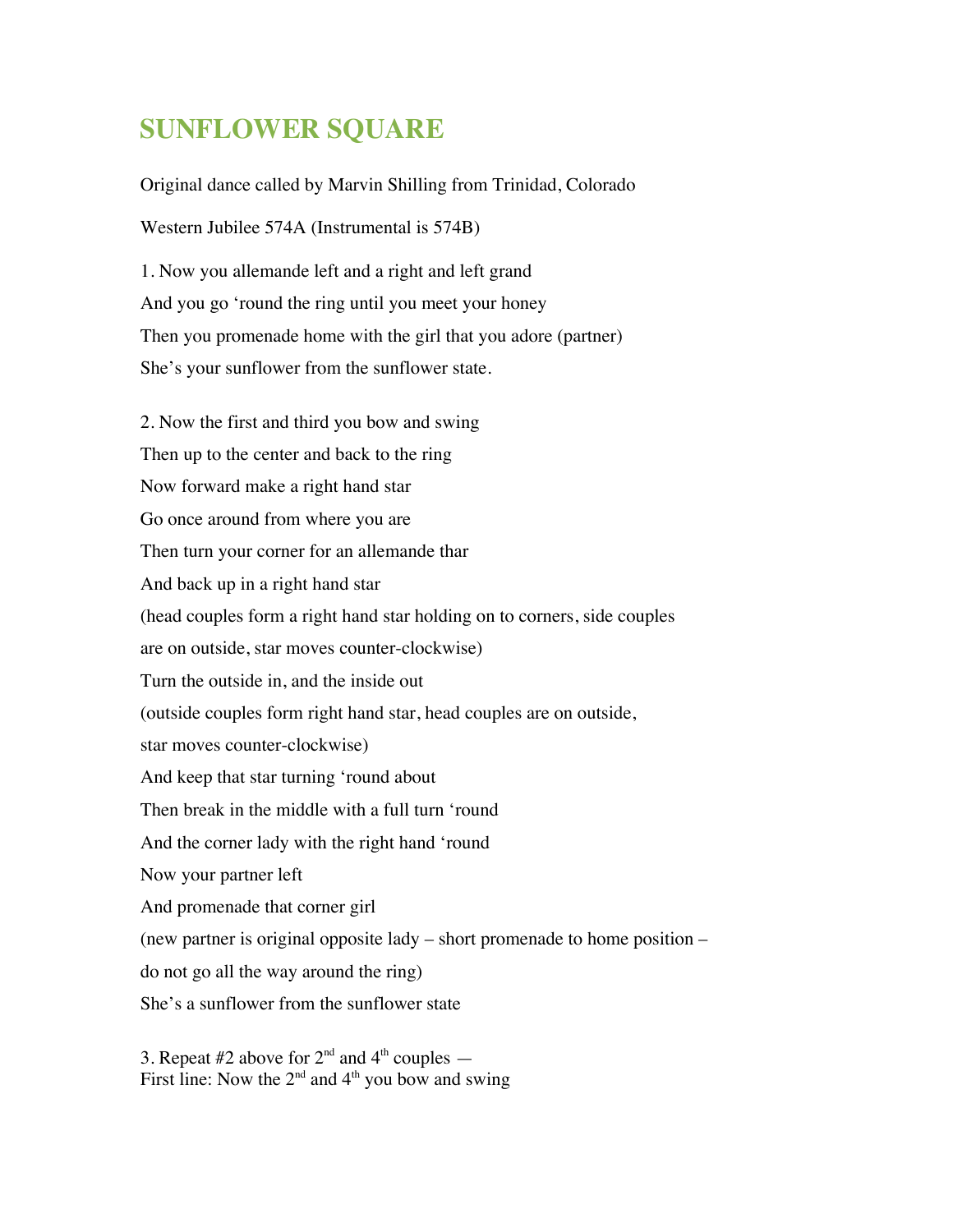# SUNFLOWER SQUARE

Original dance called by Marvin Shilling from Trinidad, Colorado

Western Jubilee 574A (Instrumental is 574B)

1. Now you allemande left and a right and left grand
And you go 'round the ring until you meet your honey
Then you promenade home with the girl that you adore (partner)
She's your sunflower from the sunflower state.

2. Now the first and third you bow and swing
Then up to the center and back to the ring
Now forward make a right hand star
Go once around from where you are
Then turn your corner for an allemande thar
And back up in a right hand star
(head couples form a right hand star holding on to corners, side couples are on outside, star moves counter-clockwise)
Turn the outside in, and the inside out
(outside couples form right hand star, head couples are on outside, star moves counter-clockwise)
And keep that star turning 'round about
Then break in the middle with a full turn 'round
And the corner lady with the right hand 'round
Now your partner left
And promenade that corner girl
(new partner is original opposite lady – short promenade to home position – do not go all the way around the ring)
She's a sunflower from the sunflower state

3. Repeat #2 above for 2nd and 4th couples —
First line: Now the 2nd and 4th you bow and swing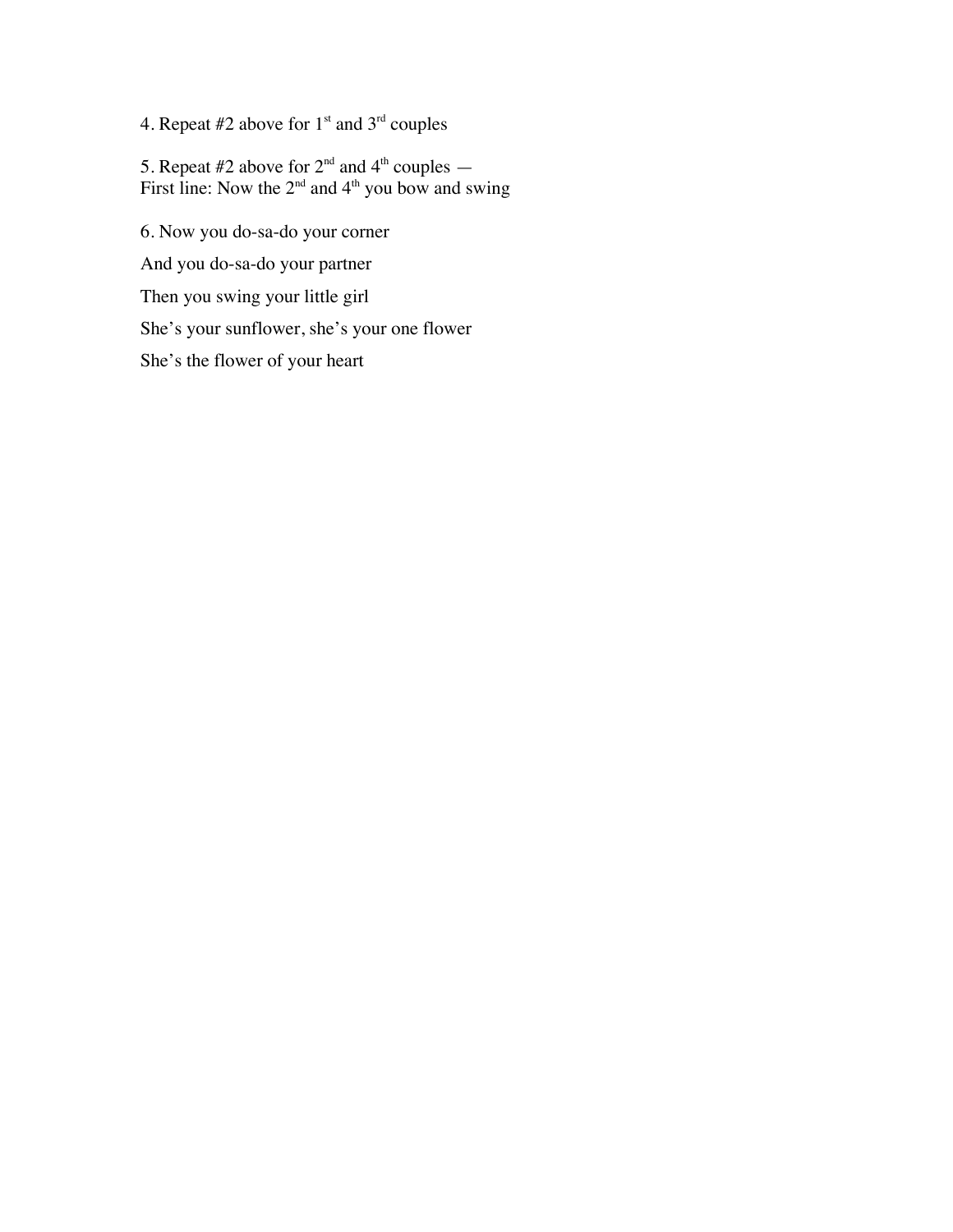4. Repeat #2 above for 1st and 3rd couples

5. Repeat #2 above for 2nd and 4th couples —
First line: Now the 2nd and 4th you bow and swing

6. Now you do-sa-do your corner

And you do-sa-do your partner

Then you swing your little girl

She's your sunflower, she's your one flower

She's the flower of your heart